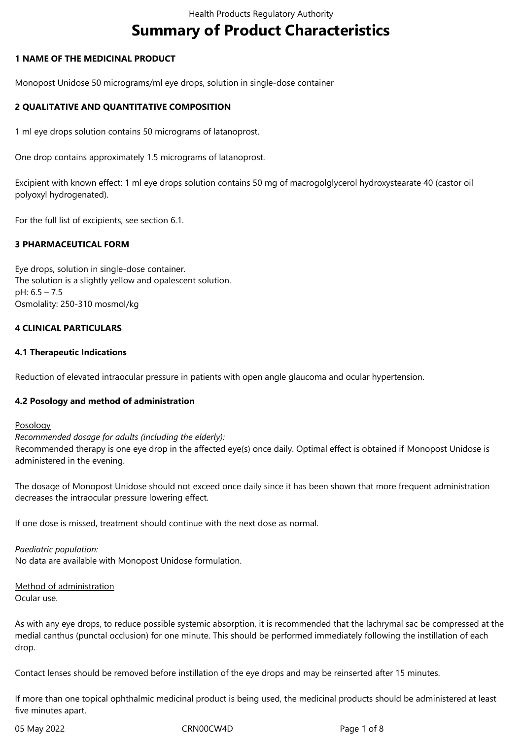# Summary of Product Characteristics

## 1 NAME OF THE MEDICINAL PRODUCT

Monopost Unidose 50 micrograms/ml eye drops, solution in single-dose container

## 2 QUALITATIVE AND QUANTITATIVE COMPOSITION

1 ml eye drops solution contains 50 micrograms of latanoprost.

One drop contains approximately 1.5 micrograms of latanoprost.

Excipient with known effect: 1 ml eye drops solution contains 50 mg of macrogolglycerol hydroxystearate 40 (castor oil polyoxyl hydrogenated).

For the full list of excipients, see section 6.1.

## 3 PHARMACEUTICAL FORM

Eye drops, solution in single-dose container.
The solution is a slightly yellow and opalescent solution.
pH: 6.5 – 7.5
Osmolality: 250-310 mosmol/kg

## 4 CLINICAL PARTICULARS

### 4.1 Therapeutic Indications

Reduction of elevated intraocular pressure in patients with open angle glaucoma and ocular hypertension.

### 4.2 Posology and method of administration

Posology

*Recommended dosage for adults (including the elderly):*
Recommended therapy is one eye drop in the affected eye(s) once daily. Optimal effect is obtained if Monopost Unidose is administered in the evening.

The dosage of Monopost Unidose should not exceed once daily since it has been shown that more frequent administration decreases the intraocular pressure lowering effect.

If one dose is missed, treatment should continue with the next dose as normal.

*Paediatric population:*
No data are available with Monopost Unidose formulation.

Method of administration

Ocular use.

As with any eye drops, to reduce possible systemic absorption, it is recommended that the lachrymal sac be compressed at the medial canthus (punctal occlusion) for one minute. This should be performed immediately following the instillation of each drop.

Contact lenses should be removed before instillation of the eye drops and may be reinserted after 15 minutes.

If more than one topical ophthalmic medicinal product is being used, the medicinal products should be administered at least five minutes apart.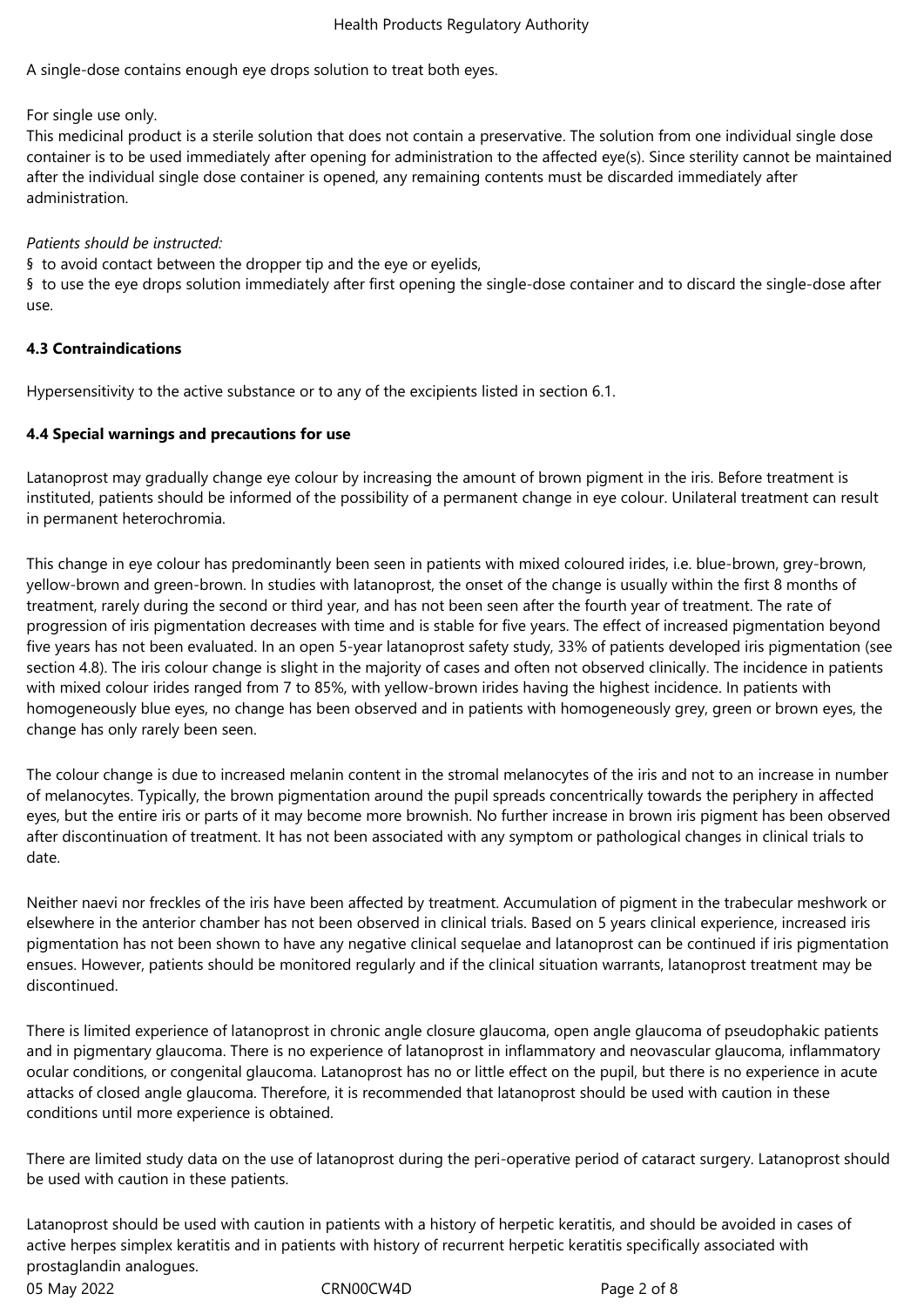A single-dose contains enough eye drops solution to treat both eyes.

For single use only.
This medicinal product is a sterile solution that does not contain a preservative. The solution from one individual single dose container is to be used immediately after opening for administration to the affected eye(s). Since sterility cannot be maintained after the individual single dose container is opened, any remaining contents must be discarded immediately after administration.

*Patients should be instructed:*

§ to avoid contact between the dropper tip and the eye or eyelids,

§ to use the eye drops solution immediately after first opening the single-dose container and to discard the single-dose after use.

**4.3 Contraindications**

Hypersensitivity to the active substance or to any of the excipients listed in section 6.1.

**4.4 Special warnings and precautions for use**

Latanoprost may gradually change eye colour by increasing the amount of brown pigment in the iris. Before treatment is instituted, patients should be informed of the possibility of a permanent change in eye colour. Unilateral treatment can result in permanent heterochromia.

This change in eye colour has predominantly been seen in patients with mixed coloured irides, i.e. blue-brown, grey-brown, yellow-brown and green-brown. In studies with latanoprost, the onset of the change is usually within the first 8 months of treatment, rarely during the second or third year, and has not been seen after the fourth year of treatment. The rate of progression of iris pigmentation decreases with time and is stable for five years. The effect of increased pigmentation beyond five years has not been evaluated. In an open 5-year latanoprost safety study, 33% of patients developed iris pigmentation (see section 4.8). The iris colour change is slight in the majority of cases and often not observed clinically. The incidence in patients with mixed colour irides ranged from 7 to 85%, with yellow-brown irides having the highest incidence. In patients with homogeneously blue eyes, no change has been observed and in patients with homogeneously grey, green or brown eyes, the change has only rarely been seen.

The colour change is due to increased melanin content in the stromal melanocytes of the iris and not to an increase in number of melanocytes. Typically, the brown pigmentation around the pupil spreads concentrically towards the periphery in affected eyes, but the entire iris or parts of it may become more brownish. No further increase in brown iris pigment has been observed after discontinuation of treatment. It has not been associated with any symptom or pathological changes in clinical trials to date.

Neither naevi nor freckles of the iris have been affected by treatment. Accumulation of pigment in the trabecular meshwork or elsewhere in the anterior chamber has not been observed in clinical trials. Based on 5 years clinical experience, increased iris pigmentation has not been shown to have any negative clinical sequelae and latanoprost can be continued if iris pigmentation ensues. However, patients should be monitored regularly and if the clinical situation warrants, latanoprost treatment may be discontinued.

There is limited experience of latanoprost in chronic angle closure glaucoma, open angle glaucoma of pseudophakic patients and in pigmentary glaucoma. There is no experience of latanoprost in inflammatory and neovascular glaucoma, inflammatory ocular conditions, or congenital glaucoma. Latanoprost has no or little effect on the pupil, but there is no experience in acute attacks of closed angle glaucoma. Therefore, it is recommended that latanoprost should be used with caution in these conditions until more experience is obtained.

There are limited study data on the use of latanoprost during the peri-operative period of cataract surgery. Latanoprost should be used with caution in these patients.

Latanoprost should be used with caution in patients with a history of herpetic keratitis, and should be avoided in cases of active herpes simplex keratitis and in patients with history of recurrent herpetic keratitis specifically associated with prostaglandin analogues.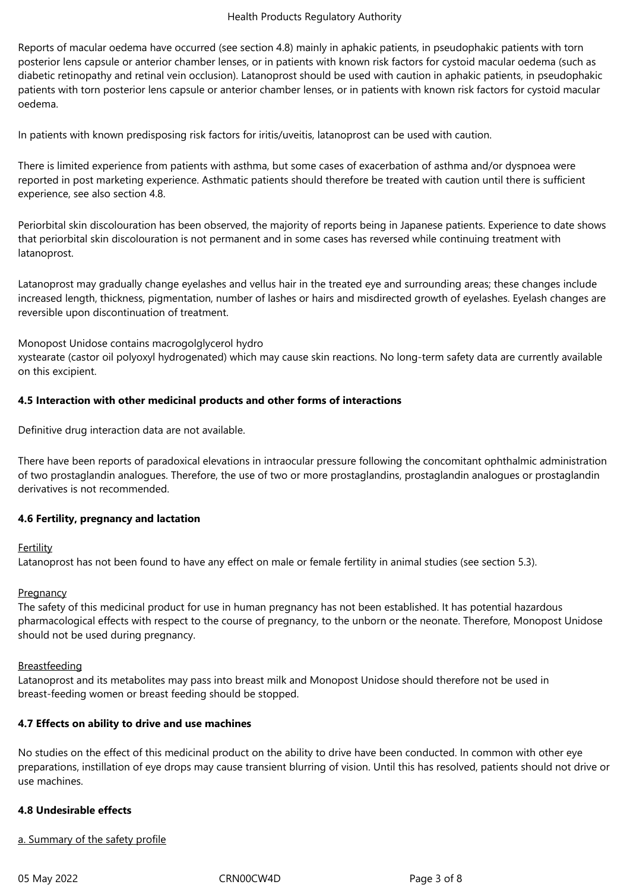Reports of macular oedema have occurred (see section 4.8) mainly in aphakic patients, in pseudophakic patients with torn posterior lens capsule or anterior chamber lenses, or in patients with known risk factors for cystoid macular oedema (such as diabetic retinopathy and retinal vein occlusion). Latanoprost should be used with caution in aphakic patients, in pseudophakic patients with torn posterior lens capsule or anterior chamber lenses, or in patients with known risk factors for cystoid macular oedema.

In patients with known predisposing risk factors for iritis/uveitis, latanoprost can be used with caution.

There is limited experience from patients with asthma, but some cases of exacerbation of asthma and/or dyspnoea were reported in post marketing experience. Asthmatic patients should therefore be treated with caution until there is sufficient experience, see also section 4.8.

Periorbital skin discolouration has been observed, the majority of reports being in Japanese patients. Experience to date shows that periorbital skin discolouration is not permanent and in some cases has reversed while continuing treatment with latanoprost.

Latanoprost may gradually change eyelashes and vellus hair in the treated eye and surrounding areas; these changes include increased length, thickness, pigmentation, number of lashes or hairs and misdirected growth of eyelashes. Eyelash changes are reversible upon discontinuation of treatment.

Monopost Unidose contains macrogolglycerol hydro
xystearate (castor oil polyoxyl hydrogenated) which may cause skin reactions. No long-term safety data are currently available on this excipient.

**4.5 Interaction with other medicinal products and other forms of interactions**

Definitive drug interaction data are not available.

There have been reports of paradoxical elevations in intraocular pressure following the concomitant ophthalmic administration of two prostaglandin analogues. Therefore, the use of two or more prostaglandins, prostaglandin analogues or prostaglandin derivatives is not recommended.

**4.6 Fertility, pregnancy and lactation**

Fertility
Latanoprost has not been found to have any effect on male or female fertility in animal studies (see section 5.3).

Pregnancy
The safety of this medicinal product for use in human pregnancy has not been established. It has potential hazardous pharmacological effects with respect to the course of pregnancy, to the unborn or the neonate. Therefore, Monopost Unidose should not be used during pregnancy.

Breastfeeding
Latanoprost and its metabolites may pass into breast milk and Monopost Unidose should therefore not be used in breast-feeding women or breast feeding should be stopped.

**4.7 Effects on ability to drive and use machines**

No studies on the effect of this medicinal product on the ability to drive have been conducted. In common with other eye preparations, instillation of eye drops may cause transient blurring of vision. Until this has resolved, patients should not drive or use machines.

**4.8 Undesirable effects**

a. Summary of the safety profile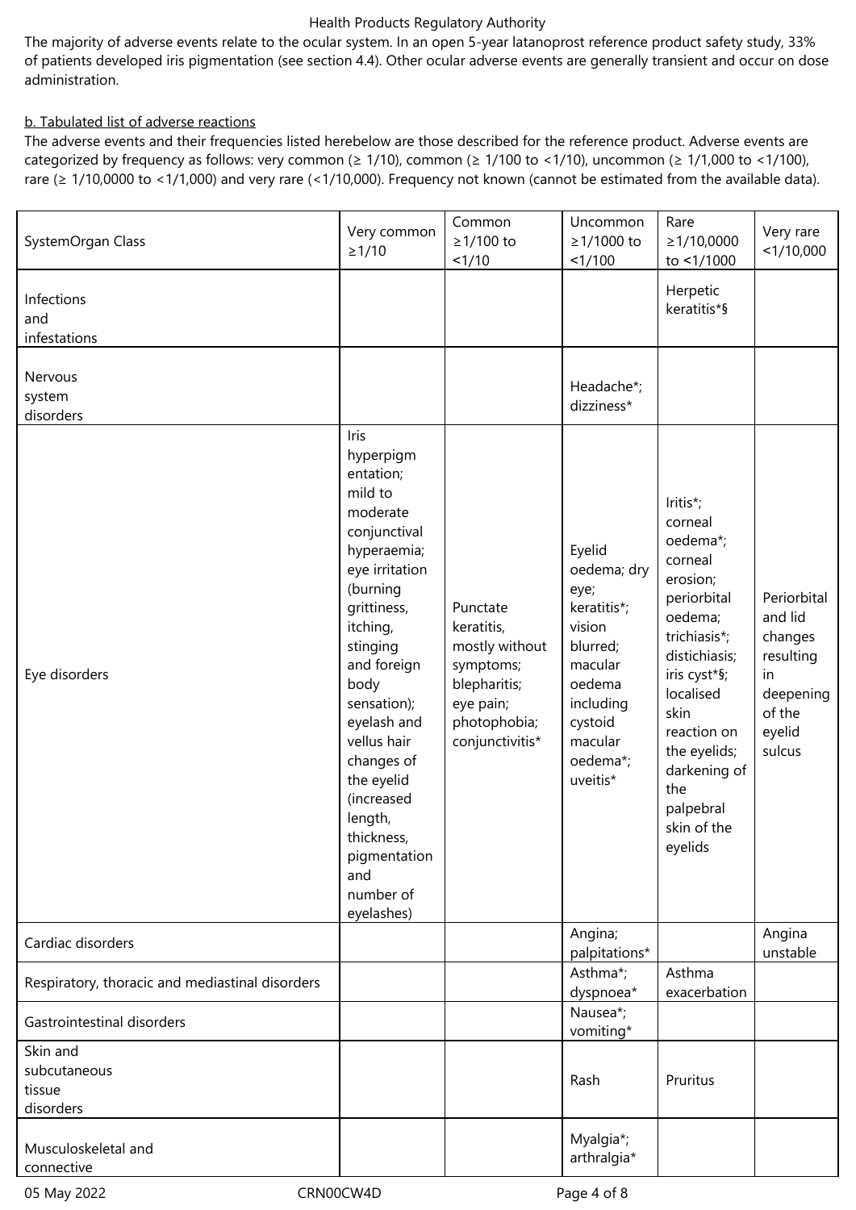The majority of adverse events relate to the ocular system. In an open 5-year latanoprost reference product safety study, 33% of patients developed iris pigmentation (see section 4.4). Other ocular adverse events are generally transient and occur on dose administration.

b. Tabulated list of adverse reactions

The adverse events and their frequencies listed herebelow are those described for the reference product. Adverse events are categorized by frequency as follows: very common (≥ 1/10), common (≥ 1/100 to <1/10), uncommon (≥ 1/1,000 to <1/100), rare (≥ 1/10,0000 to <1/1,000) and very rare (<1/10,000). Frequency not known (cannot be estimated from the available data).

| SystemOrgan Class | Very common ≥1/10 | Common ≥1/100 to <1/10 | Uncommon ≥1/1000 to <1/100 | Rare ≥1/10,0000 to <1/1000 | Very rare <1/10,000 |
|---|---|---|---|---|---|
| Infections and infestations | | | | Herpetic keratitis*§ | |
| Nervous system disorders | | | Headache*; dizziness* | | |
| Eye disorders | Iris hyperpigmentation; mild to moderate conjunctival hyperaemia; eye irritation (burning grittiness, itching, stinging and foreign body sensation); eyelash and vellus hair changes of the eyelid (increased length, thickness, pigmentation and number of eyelashes) | Punctate keratitis, mostly without symptoms; blepharitis; eye pain; photophobia; conjunctivitis* | Eyelid oedema; dry eye; keratitis*; vision blurred; macular oedema including cystoid macular oedema*; uveitis* | Iritis*; corneal oedema*; corneal erosion; periorbital oedema; trichiasis*; distichiasis; iris cyst*§; localised skin reaction on the eyelids; darkening of the palpebral skin of the eyelids | Periorbital and lid changes resulting in deepening of the eyelid sulcus |
| Cardiac disorders | | | Angina; palpitations* | | Angina unstable |
| Respiratory, thoracic and mediastinal disorders | | | Asthma*; dyspnoea* | Asthma exacerbation | |
| Gastrointestinal disorders | | | Nausea*; vomiting* | | |
| Skin and subcutaneous tissue disorders | | | Rash | Pruritus | |
| Musculoskeletal and connective | | | Myalgia*; arthralgia* | | |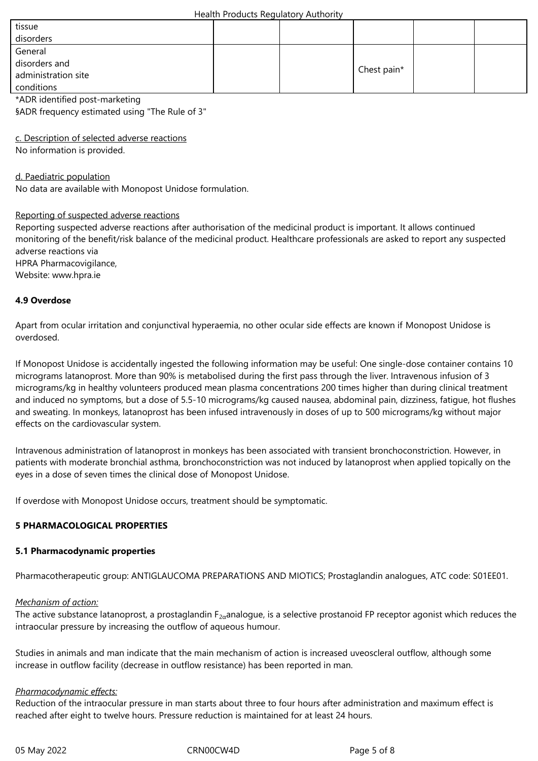| | | | | | |
|---|---|---|---|---|---|
| tissue disorders | | | | | |
| General disorders and administration site conditions | | | Chest pain* | | |

*ADR identified post-marketing
§ADR frequency estimated using "The Rule of 3"

c. Description of selected adverse reactions
No information is provided.

d. Paediatric population
No data are available with Monopost Unidose formulation.

Reporting of suspected adverse reactions
Reporting suspected adverse reactions after authorisation of the medicinal product is important. It allows continued monitoring of the benefit/risk balance of the medicinal product. Healthcare professionals are asked to report any suspected adverse reactions via
HPRA Pharmacovigilance,
Website: www.hpra.ie

**4.9 Overdose**

Apart from ocular irritation and conjunctival hyperaemia, no other ocular side effects are known if Monopost Unidose is overdosed.

If Monopost Unidose is accidentally ingested the following information may be useful: One single-dose container contains 10 micrograms latanoprost. More than 90% is metabolised during the first pass through the liver. Intravenous infusion of 3 micrograms/kg in healthy volunteers produced mean plasma concentrations 200 times higher than during clinical treatment and induced no symptoms, but a dose of 5.5-10 micrograms/kg caused nausea, abdominal pain, dizziness, fatigue, hot flushes and sweating. In monkeys, latanoprost has been infused intravenously in doses of up to 500 micrograms/kg without major effects on the cardiovascular system.

Intravenous administration of latanoprost in monkeys has been associated with transient bronchoconstriction. However, in patients with moderate bronchial asthma, bronchoconstriction was not induced by latanoprost when applied topically on the eyes in a dose of seven times the clinical dose of Monopost Unidose.

If overdose with Monopost Unidose occurs, treatment should be symptomatic.

**5 PHARMACOLOGICAL PROPERTIES**

**5.1 Pharmacodynamic properties**

Pharmacotherapeutic group: ANTIGLAUCOMA PREPARATIONS AND MIOTICS; Prostaglandin analogues, ATC code: S01EE01.

*Mechanism of action:*
The active substance latanoprost, a prostaglandin $F_{2\alpha}$ analogue, is a selective prostanoid FP receptor agonist which reduces the intraocular pressure by increasing the outflow of aqueous humour.

Studies in animals and man indicate that the main mechanism of action is increased uveoscleral outflow, although some increase in outflow facility (decrease in outflow resistance) has been reported in man.

*Pharmacodynamic effects:*
Reduction of the intraocular pressure in man starts about three to four hours after administration and maximum effect is reached after eight to twelve hours. Pressure reduction is maintained for at least 24 hours.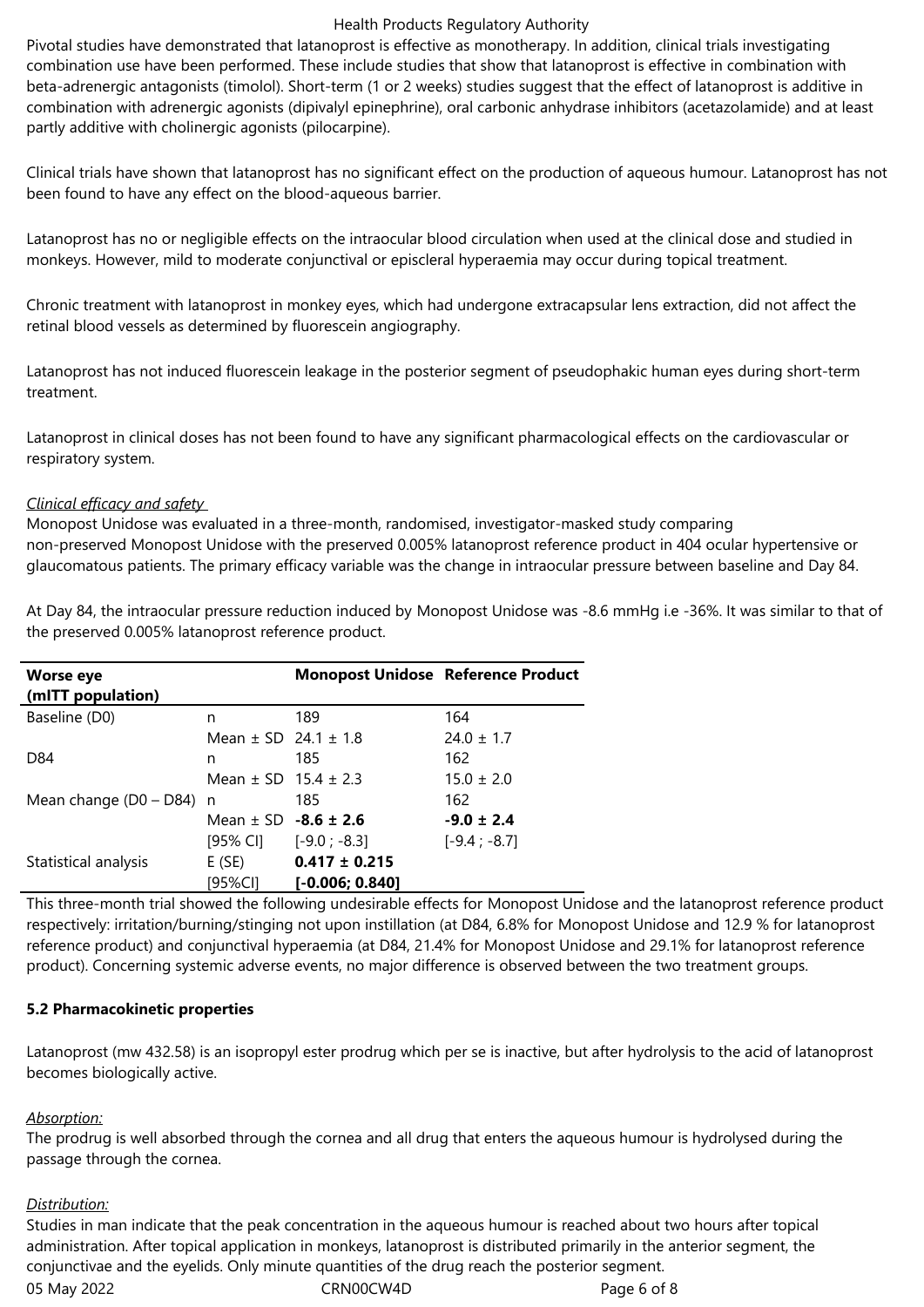Pivotal studies have demonstrated that latanoprost is effective as monotherapy. In addition, clinical trials investigating combination use have been performed. These include studies that show that latanoprost is effective in combination with beta-adrenergic antagonists (timolol). Short-term (1 or 2 weeks) studies suggest that the effect of latanoprost is additive in combination with adrenergic agonists (dipivalyl epinephrine), oral carbonic anhydrase inhibitors (acetazolamide) and at least partly additive with cholinergic agonists (pilocarpine).

Clinical trials have shown that latanoprost has no significant effect on the production of aqueous humour. Latanoprost has not been found to have any effect on the blood-aqueous barrier.

Latanoprost has no or negligible effects on the intraocular blood circulation when used at the clinical dose and studied in monkeys. However, mild to moderate conjunctival or episcleral hyperaemia may occur during topical treatment.

Chronic treatment with latanoprost in monkey eyes, which had undergone extracapsular lens extraction, did not affect the retinal blood vessels as determined by fluorescein angiography.

Latanoprost has not induced fluorescein leakage in the posterior segment of pseudophakic human eyes during short-term treatment.

Latanoprost in clinical doses has not been found to have any significant pharmacological effects on the cardiovascular or respiratory system.

*Clinical efficacy and safety*

Monopost Unidose was evaluated in a three-month, randomised, investigator-masked study comparing non-preserved Monopost Unidose with the preserved 0.005% latanoprost reference product in 404 ocular hypertensive or glaucomatous patients. The primary efficacy variable was the change in intraocular pressure between baseline and Day 84.

At Day 84, the intraocular pressure reduction induced by Monopost Unidose was -8.6 mmHg i.e -36%. It was similar to that of the preserved 0.005% latanoprost reference product.

| **Worse eye (mITT population)** | | **Monopost Unidose** | **Reference Product** |
|---|---|---|---|
| Baseline (D0) | n | 189 | 164 |
| | Mean ± SD | 24.1 ± 1.8 | 24.0 ± 1.7 |
| D84 | n | 185 | 162 |
| | Mean ± SD | 15.4 ± 2.3 | 15.0 ± 2.0 |
| Mean change (D0 – D84) | n | 185 | 162 |
| | Mean ± SD | **-8.6 ± 2.6** | **-9.0 ± 2.4** |
| | [95% CI] | [-9.0 ; -8.3] | [-9.4 ; -8.7] |
| Statistical analysis | E (SE) | **0.417 ± 0.215** | |
| | [95%CI] | **[-0.006; 0.840]** | |

This three-month trial showed the following undesirable effects for Monopost Unidose and the latanoprost reference product respectively: irritation/burning/stinging not upon instillation (at D84, 6.8% for Monopost Unidose and 12.9 % for latanoprost reference product) and conjunctival hyperaemia (at D84, 21.4% for Monopost Unidose and 29.1% for latanoprost reference product). Concerning systemic adverse events, no major difference is observed between the two treatment groups.

**5.2 Pharmacokinetic properties**

Latanoprost (mw 432.58) is an isopropyl ester prodrug which per se is inactive, but after hydrolysis to the acid of latanoprost becomes biologically active.

*Absorption:*

The prodrug is well absorbed through the cornea and all drug that enters the aqueous humour is hydrolysed during the passage through the cornea.

*Distribution:*

Studies in man indicate that the peak concentration in the aqueous humour is reached about two hours after topical administration. After topical application in monkeys, latanoprost is distributed primarily in the anterior segment, the conjunctivae and the eyelids. Only minute quantities of the drug reach the posterior segment.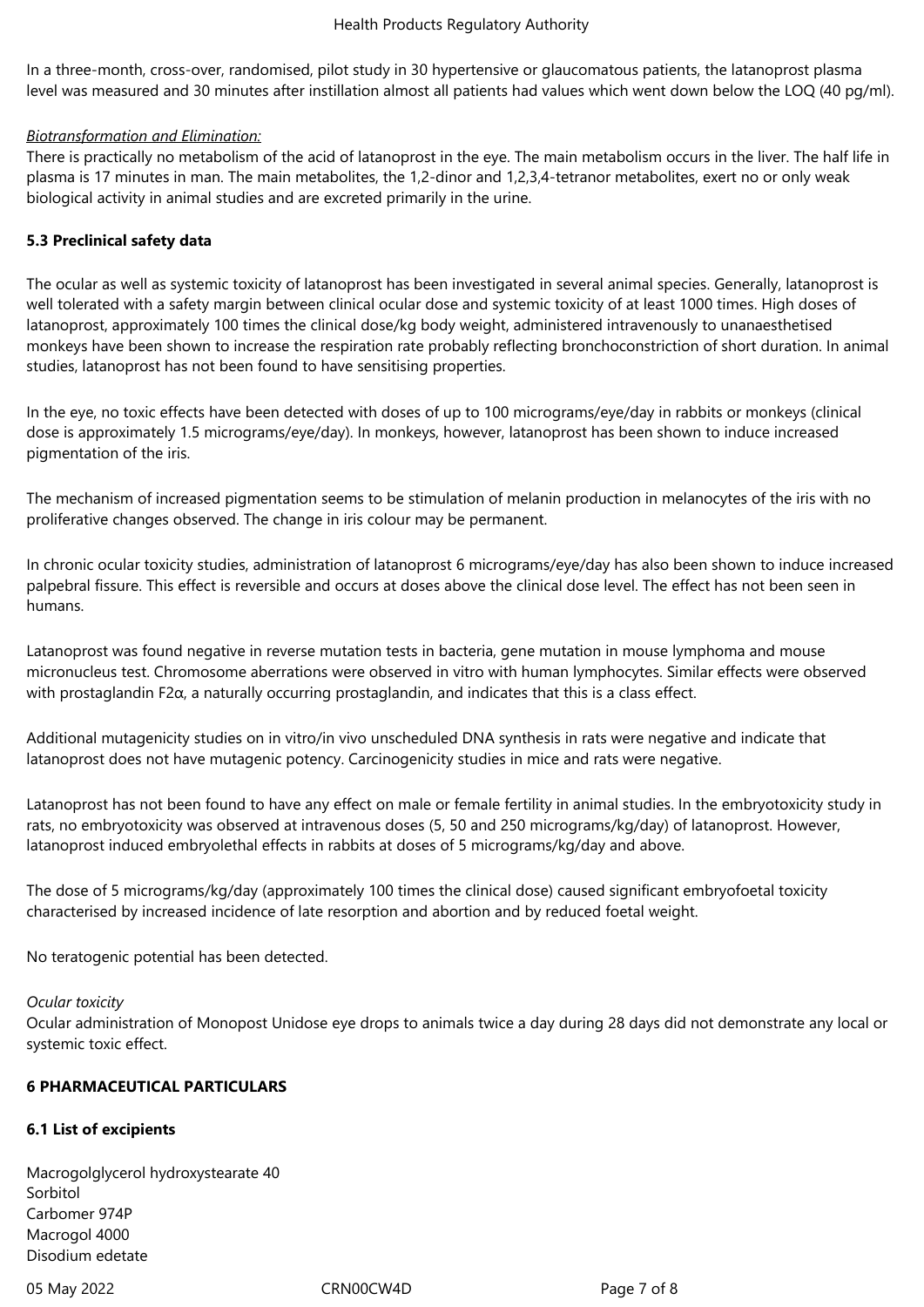In a three-month, cross-over, randomised, pilot study in 30 hypertensive or glaucomatous patients, the latanoprost plasma level was measured and 30 minutes after instillation almost all patients had values which went down below the LOQ (40 pg/ml).

*Biotransformation and Elimination:*

There is practically no metabolism of the acid of latanoprost in the eye. The main metabolism occurs in the liver. The half life in plasma is 17 minutes in man. The main metabolites, the 1,2-dinor and 1,2,3,4-tetranor metabolites, exert no or only weak biological activity in animal studies and are excreted primarily in the urine.

**5.3 Preclinical safety data**

The ocular as well as systemic toxicity of latanoprost has been investigated in several animal species. Generally, latanoprost is well tolerated with a safety margin between clinical ocular dose and systemic toxicity of at least 1000 times. High doses of latanoprost, approximately 100 times the clinical dose/kg body weight, administered intravenously to unanaesthetised monkeys have been shown to increase the respiration rate probably reflecting bronchoconstriction of short duration. In animal studies, latanoprost has not been found to have sensitising properties.

In the eye, no toxic effects have been detected with doses of up to 100 micrograms/eye/day in rabbits or monkeys (clinical dose is approximately 1.5 micrograms/eye/day). In monkeys, however, latanoprost has been shown to induce increased pigmentation of the iris.

The mechanism of increased pigmentation seems to be stimulation of melanin production in melanocytes of the iris with no proliferative changes observed. The change in iris colour may be permanent.

In chronic ocular toxicity studies, administration of latanoprost 6 micrograms/eye/day has also been shown to induce increased palpebral fissure. This effect is reversible and occurs at doses above the clinical dose level. The effect has not been seen in humans.

Latanoprost was found negative in reverse mutation tests in bacteria, gene mutation in mouse lymphoma and mouse micronucleus test. Chromosome aberrations were observed in vitro with human lymphocytes. Similar effects were observed with prostaglandin F2α, a naturally occurring prostaglandin, and indicates that this is a class effect.

Additional mutagenicity studies on in vitro/in vivo unscheduled DNA synthesis in rats were negative and indicate that latanoprost does not have mutagenic potency. Carcinogenicity studies in mice and rats were negative.

Latanoprost has not been found to have any effect on male or female fertility in animal studies. In the embryotoxicity study in rats, no embryotoxicity was observed at intravenous doses (5, 50 and 250 micrograms/kg/day) of latanoprost. However, latanoprost induced embryolethal effects in rabbits at doses of 5 micrograms/kg/day and above.

The dose of 5 micrograms/kg/day (approximately 100 times the clinical dose) caused significant embryofoetal toxicity characterised by increased incidence of late resorption and abortion and by reduced foetal weight.

No teratogenic potential has been detected.

*Ocular toxicity*

Ocular administration of Monopost Unidose eye drops to animals twice a day during 28 days did not demonstrate any local or systemic toxic effect.

**6 PHARMACEUTICAL PARTICULARS**

**6.1 List of excipients**

Macrogolglycerol hydroxystearate 40
Sorbitol
Carbomer 974P
Macrogol 4000
Disodium edetate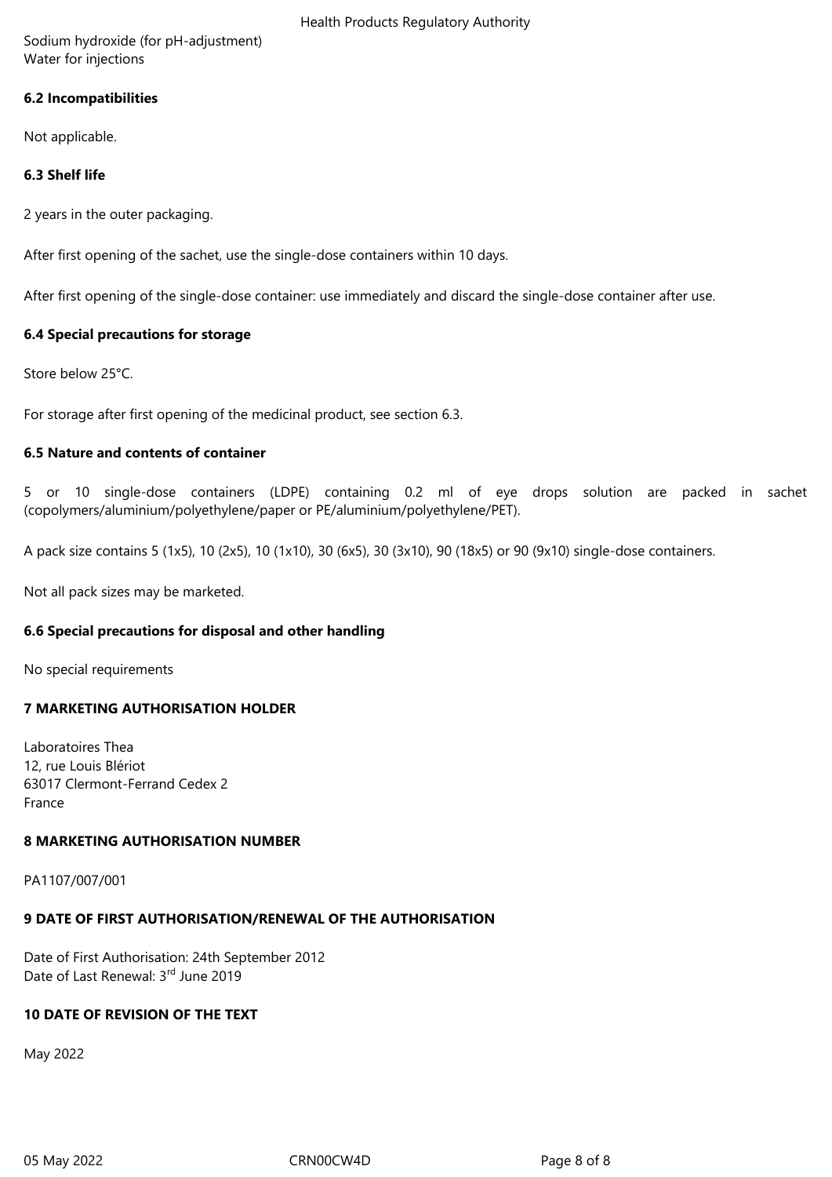Sodium hydroxide (for pH-adjustment)
Water for injections

**6.2 Incompatibilities**

Not applicable.

**6.3 Shelf life**

2 years in the outer packaging.

After first opening of the sachet, use the single-dose containers within 10 days.

After first opening of the single-dose container: use immediately and discard the single-dose container after use.

**6.4 Special precautions for storage**

Store below 25°C.

For storage after first opening of the medicinal product, see section 6.3.

**6.5 Nature and contents of container**

5 or 10 single-dose containers (LDPE) containing 0.2 ml of eye drops solution are packed in sachet (copolymers/aluminium/polyethylene/paper or PE/aluminium/polyethylene/PET).

A pack size contains 5 (1x5), 10 (2x5), 10 (1x10), 30 (6x5), 30 (3x10), 90 (18x5) or 90 (9x10) single-dose containers.

Not all pack sizes may be marketed.

**6.6 Special precautions for disposal and other handling**

No special requirements

**7 MARKETING AUTHORISATION HOLDER**

Laboratoires Thea
12, rue Louis Blériot
63017 Clermont-Ferrand Cedex 2
France

**8 MARKETING AUTHORISATION NUMBER**

PA1107/007/001

**9 DATE OF FIRST AUTHORISATION/RENEWAL OF THE AUTHORISATION**

Date of First Authorisation: 24th September 2012
Date of Last Renewal: 3rd June 2019

**10 DATE OF REVISION OF THE TEXT**

May 2022